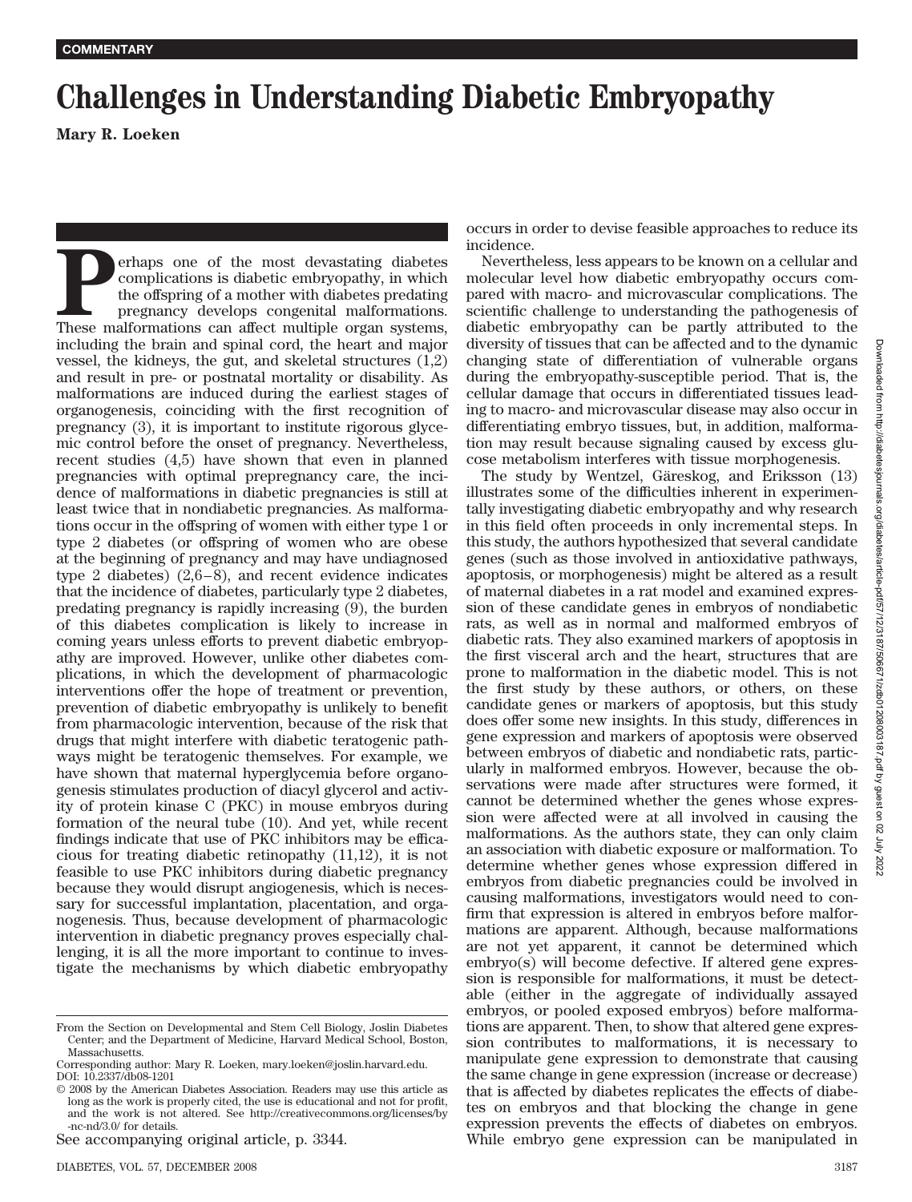**COMMENTARY**

# Challenges in Understanding Diabetic Embryopathy

**Mary R. Loeken**

Perhaps one of the most devastating diabetes complications is diabetic embryopathy, in which the offspring of a mother with diabetes predating pregnancy develops congenital malformations. These malformations can affect multiple organ systems, including the brain and spinal cord, the heart and major vessel, the kidneys, the gut, and skeletal structures (1,2) and result in pre- or postnatal mortality or disability. As malformations are induced during the earliest stages of organogenesis, coinciding with the first recognition of pregnancy (3), it is important to institute rigorous glycemic control before the onset of pregnancy. Nevertheless, recent studies (4,5) have shown that even in planned pregnancies with optimal prepregnancy care, the incidence of malformations in diabetic pregnancies is still at least twice that in nondiabetic pregnancies. As malformations occur in the offspring of women with either type 1 or type 2 diabetes (or offspring of women who are obese at the beginning of pregnancy and may have undiagnosed type 2 diabetes) (2,6–8), and recent evidence indicates that the incidence of diabetes, particularly type 2 diabetes, predating pregnancy is rapidly increasing (9), the burden of this diabetes complication is likely to increase in coming years unless efforts to prevent diabetic embryopathy are improved. However, unlike other diabetes complications, in which the development of pharmacologic interventions offer the hope of treatment or prevention, prevention of diabetic embryopathy is unlikely to benefit from pharmacologic intervention, because of the risk that drugs that might interfere with diabetic teratogenic pathways might be teratogenic themselves. For example, we have shown that maternal hyperglycemia before organogenesis stimulates production of diacyl glycerol and activity of protein kinase C (PKC) in mouse embryos during formation of the neural tube (10). And yet, while recent findings indicate that use of PKC inhibitors may be efficacious for treating diabetic retinopathy (11,12), it is not feasible to use PKC inhibitors during diabetic pregnancy because they would disrupt angiogenesis, which is necessary for successful implantation, placentation, and organogenesis. Thus, because development of pharmacologic intervention in diabetic pregnancy proves especially challenging, it is all the more important to continue to investigate the mechanisms by which diabetic embryopathy occurs in order to devise feasible approaches to reduce its incidence.

Nevertheless, less appears to be known on a cellular and molecular level how diabetic embryopathy occurs compared with macro- and microvascular complications. The scientific challenge to understanding the pathogenesis of diabetic embryopathy can be partly attributed to the diversity of tissues that can be affected and to the dynamic changing state of differentiation of vulnerable organs during the embryopathy-susceptible period. That is, the cellular damage that occurs in differentiated tissues leading to macro- and microvascular disease may also occur in differentiating embryo tissues, but, in addition, malformation may result because signaling caused by excess glucose metabolism interferes with tissue morphogenesis.

The study by Wentzel, Gäreskog, and Eriksson (13) illustrates some of the difficulties inherent in experimentally investigating diabetic embryopathy and why research in this field often proceeds in only incremental steps. In this study, the authors hypothesized that several candidate genes (such as those involved in antioxidative pathways, apoptosis, or morphogenesis) might be altered as a result of maternal diabetes in a rat model and examined expression of these candidate genes in embryos of nondiabetic rats, as well as in normal and malformed embryos of diabetic rats. They also examined markers of apoptosis in the first visceral arch and the heart, structures that are prone to malformation in the diabetic model. This is not the first study by these authors, or others, on these candidate genes or markers of apoptosis, but this study does offer some new insights. In this study, differences in gene expression and markers of apoptosis were observed between embryos of diabetic and nondiabetic rats, particularly in malformed embryos. However, because the observations were made after structures were formed, it cannot be determined whether the genes whose expression were affected were at all involved in causing the malformations. As the authors state, they can only claim an association with diabetic exposure or malformation. To determine whether genes whose expression differed in embryos from diabetic pregnancies could be involved in causing malformations, investigators would need to confirm that expression is altered in embryos before malformations are apparent. Although, because malformations are not yet apparent, it cannot be determined which embryo(s) will become defective. If altered gene expression is responsible for malformations, it must be detectable (either in the aggregate of individually assayed embryos, or pooled exposed embryos) before malformations are apparent. Then, to show that altered gene expression contributes to malformations, it is necessary to manipulate gene expression to demonstrate that causing the same change in gene expression (increase or decrease) that is affected by diabetes replicates the effects of diabetes on embryos and that blocking the change in gene expression prevents the effects of diabetes on embryos. While embryo gene expression can be manipulated in

From the Section on Developmental and Stem Cell Biology, Joslin Diabetes Center; and the Department of Medicine, Harvard Medical School, Boston, Massachusetts.

Corresponding author: Mary R. Loeken, mary.loeken@joslin.harvard.edu.

DOI: 10.2337/db08-1201

© 2008 by the American Diabetes Association. Readers may use this article as long as the work is properly cited, the use is educational and not for profit, and the work is not altered. See http://creativecommons.org/licenses/by-nc-nd/3.0/ for details.

See accompanying original article, p. 3344.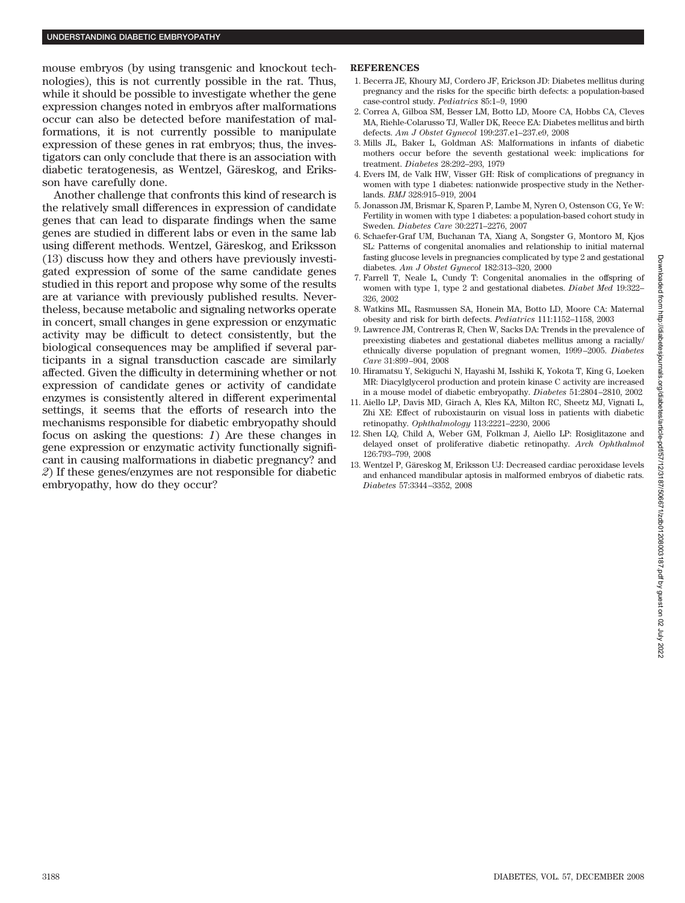mouse embryos (by using transgenic and knockout technologies), this is not currently possible in the rat. Thus, while it should be possible to investigate whether the gene expression changes noted in embryos after malformations occur can also be detected before manifestation of malformations, it is not currently possible to manipulate expression of these genes in rat embryos; thus, the investigators can only conclude that there is an association with diabetic teratogenesis, as Wentzel, Gäreskog, and Eriksson have carefully done.

Another challenge that confronts this kind of research is the relatively small differences in expression of candidate genes that can lead to disparate findings when the same genes are studied in different labs or even in the same lab using different methods. Wentzel, Gäreskog, and Eriksson (13) discuss how they and others have previously investigated expression of some of the same candidate genes studied in this report and propose why some of the results are at variance with previously published results. Nevertheless, because metabolic and signaling networks operate in concert, small changes in gene expression or enzymatic activity may be difficult to detect consistently, but the biological consequences may be amplified if several participants in a signal transduction cascade are similarly affected. Given the difficulty in determining whether or not expression of candidate genes or activity of candidate enzymes is consistently altered in different experimental settings, it seems that the efforts of research into the mechanisms responsible for diabetic embryopathy should focus on asking the questions: *1*) Are these changes in gene expression or enzymatic activity functionally significant in causing malformations in diabetic pregnancy? and *2*) If these genes/enzymes are not responsible for diabetic embryopathy, how do they occur?

## REFERENCES

1. Becerra JE, Khoury MJ, Cordero JF, Erickson JD: Diabetes mellitus during pregnancy and the risks for the specific birth defects: a population-based case-control study. *Pediatrics* 85:1–9, 1990
2. Correa A, Gilboa SM, Besser LM, Botto LD, Moore CA, Hobbs CA, Cleves MA, Riehle-Colarusso TJ, Waller DK, Reece EA: Diabetes mellitus and birth defects. *Am J Obstet Gynecol* 199:237.e1–237.e9, 2008
3. Mills JL, Baker L, Goldman AS: Malformations in infants of diabetic mothers occur before the seventh gestational week: implications for treatment. *Diabetes* 28:292–293, 1979
4. Evers IM, de Valk HW, Visser GH: Risk of complications of pregnancy in women with type 1 diabetes: nationwide prospective study in the Netherlands. *BMJ* 328:915–919, 2004
5. Jonasson JM, Brismar K, Sparen P, Lambe M, Nyren O, Ostenson CG, Ye W: Fertility in women with type 1 diabetes: a population-based cohort study in Sweden. *Diabetes Care* 30:2271–2276, 2007
6. Schaefer-Graf UM, Buchanan TA, Xiang A, Songster G, Montoro M, Kjos SL: Patterns of congenital anomalies and relationship to initial maternal fasting glucose levels in pregnancies complicated by type 2 and gestational diabetes. *Am J Obstet Gynecol* 182:313–320, 2000
7. Farrell T, Neale L, Cundy T: Congenital anomalies in the offspring of women with type 1, type 2 and gestational diabetes. *Diabet Med* 19:322–326, 2002
8. Watkins ML, Rasmussen SA, Honein MA, Botto LD, Moore CA: Maternal obesity and risk for birth defects. *Pediatrics* 111:1152–1158, 2003
9. Lawrence JM, Contreras R, Chen W, Sacks DA: Trends in the prevalence of preexisting diabetes and gestational diabetes mellitus among a racially/ethnically diverse population of pregnant women, 1999–2005. *Diabetes Care* 31:899–904, 2008
10. Hiramatsu Y, Sekiguchi N, Hayashi M, Isshiki K, Yokota T, King G, Loeken MR: Diacylglycerol production and protein kinase C activity are increased in a mouse model of diabetic embryopathy. *Diabetes* 51:2804–2810, 2002
11. Aiello LP, Davis MD, Girach A, Kles KA, Milton RC, Sheetz MJ, Vignati L, Zhi XE: Effect of ruboxistaurin on visual loss in patients with diabetic retinopathy. *Ophthalmology* 113:2221–2230, 2006
12. Shen LQ, Child A, Weber GM, Folkman J, Aiello LP: Rosiglitazone and delayed onset of proliferative diabetic retinopathy. *Arch Ophthalmol* 126:793–799, 2008
13. Wentzel P, Gäreskog M, Eriksson UJ: Decreased cardiac peroxidase levels and enhanced mandibular aptosis in malformed embryos of diabetic rats. *Diabetes* 57:3344–3352, 2008